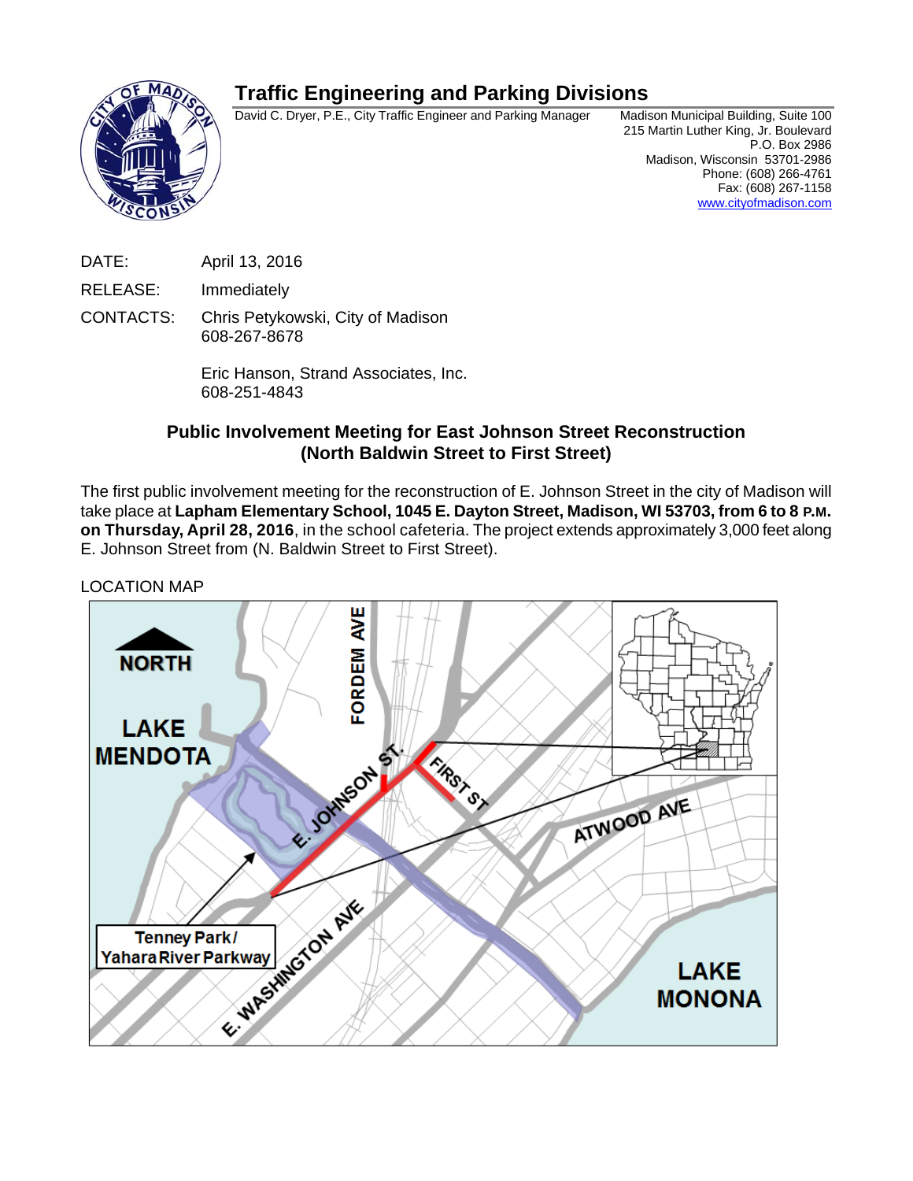# Traffic Engineering and Parking Divisions

David C. Dryer, P.E., City Traffic Engineer and Parking Manager

Madison Municipal Building, Suite 100
215 Martin Luther King, Jr. Boulevard
P.O. Box 2986
Madison, Wisconsin 53701-2986
Phone: (608) 266-4761
Fax: (608) 267-1158
www.cityofmadison.com

DATE: April 13, 2016

RELEASE: Immediately

CONTACTS: Chris Petykowski, City of Madison
608-267-8678

Eric Hanson, Strand Associates, Inc.
608-251-4843

## Public Involvement Meeting for East Johnson Street Reconstruction (North Baldwin Street to First Street)

The first public involvement meeting for the reconstruction of E. Johnson Street in the city of Madison will take place at **Lapham Elementary School, 1045 E. Dayton Street, Madison, WI 53703, from 6 to 8 P.M. on Thursday, April 28, 2016**, in the school cafeteria. The project extends approximately 3,000 feet along E. Johnson Street from (N. Baldwin Street to First Street).

LOCATION MAP

NORTH
LAKE MENDOTA
FORDEM AVE
E. JOHNSON ST.
FIRST ST
ATWOOD AVE
E. WASHINGTON AVE
Tenney Park/ Yahara River Parkway
LAKE MONONA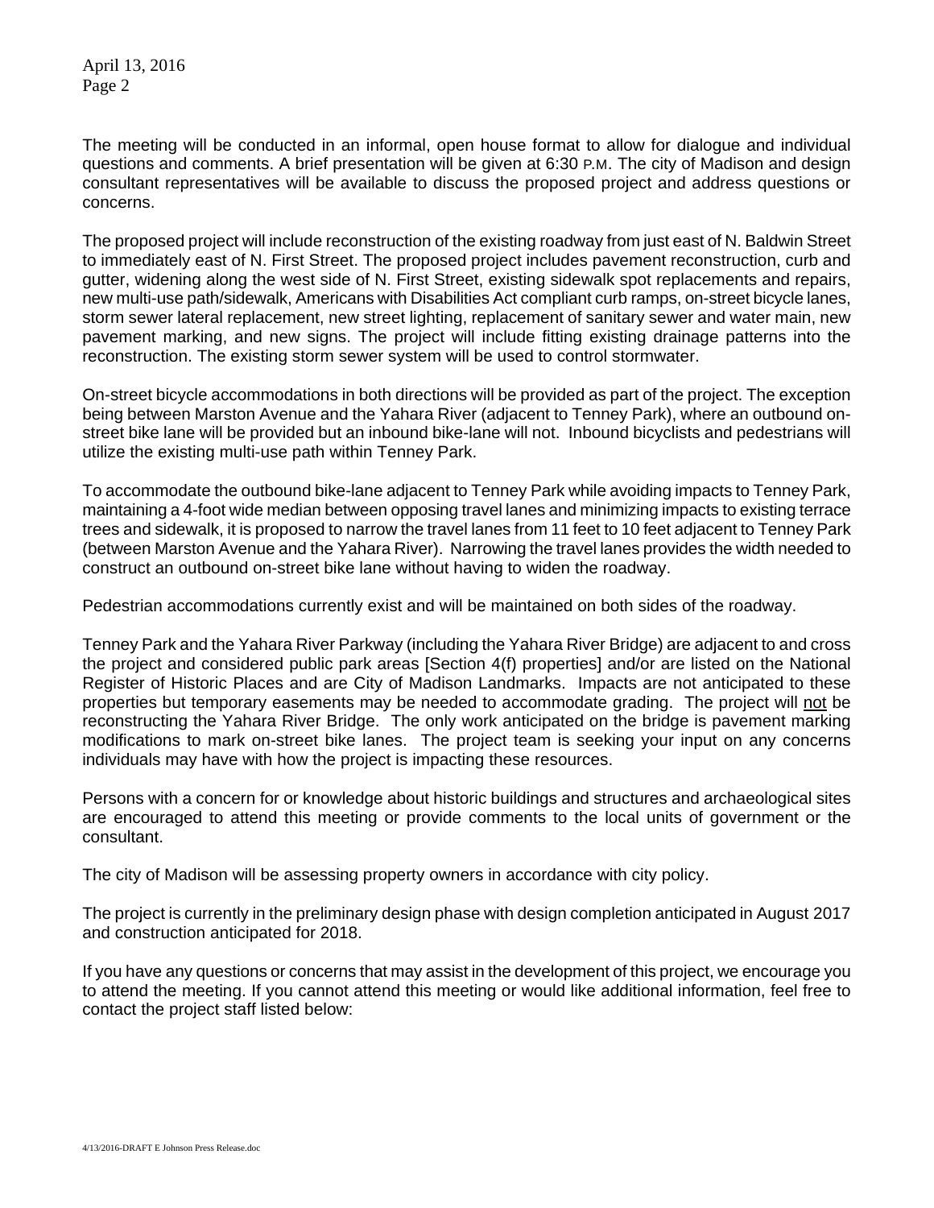The meeting will be conducted in an informal, open house format to allow for dialogue and individual questions and comments. A brief presentation will be given at 6:30 P.M. The city of Madison and design consultant representatives will be available to discuss the proposed project and address questions or concerns.

The proposed project will include reconstruction of the existing roadway from just east of N. Baldwin Street to immediately east of N. First Street. The proposed project includes pavement reconstruction, curb and gutter, widening along the west side of N. First Street, existing sidewalk spot replacements and repairs, new multi-use path/sidewalk, Americans with Disabilities Act compliant curb ramps, on-street bicycle lanes, storm sewer lateral replacement, new street lighting, replacement of sanitary sewer and water main, new pavement marking, and new signs. The project will include fitting existing drainage patterns into the reconstruction. The existing storm sewer system will be used to control stormwater.

On-street bicycle accommodations in both directions will be provided as part of the project. The exception being between Marston Avenue and the Yahara River (adjacent to Tenney Park), where an outbound on-street bike lane will be provided but an inbound bike-lane will not. Inbound bicyclists and pedestrians will utilize the existing multi-use path within Tenney Park.

To accommodate the outbound bike-lane adjacent to Tenney Park while avoiding impacts to Tenney Park, maintaining a 4-foot wide median between opposing travel lanes and minimizing impacts to existing terrace trees and sidewalk, it is proposed to narrow the travel lanes from 11 feet to 10 feet adjacent to Tenney Park (between Marston Avenue and the Yahara River). Narrowing the travel lanes provides the width needed to construct an outbound on-street bike lane without having to widen the roadway.

Pedestrian accommodations currently exist and will be maintained on both sides of the roadway.

Tenney Park and the Yahara River Parkway (including the Yahara River Bridge) are adjacent to and cross the project and considered public park areas [Section 4(f) properties] and/or are listed on the National Register of Historic Places and are City of Madison Landmarks. Impacts are not anticipated to these properties but temporary easements may be needed to accommodate grading. The project will <u>not</u> be reconstructing the Yahara River Bridge. The only work anticipated on the bridge is pavement marking modifications to mark on-street bike lanes. The project team is seeking your input on any concerns individuals may have with how the project is impacting these resources.

Persons with a concern for or knowledge about historic buildings and structures and archaeological sites are encouraged to attend this meeting or provide comments to the local units of government or the consultant.

The city of Madison will be assessing property owners in accordance with city policy.

The project is currently in the preliminary design phase with design completion anticipated in August 2017 and construction anticipated for 2018.

If you have any questions or concerns that may assist in the development of this project, we encourage you to attend the meeting. If you cannot attend this meeting or would like additional information, feel free to contact the project staff listed below: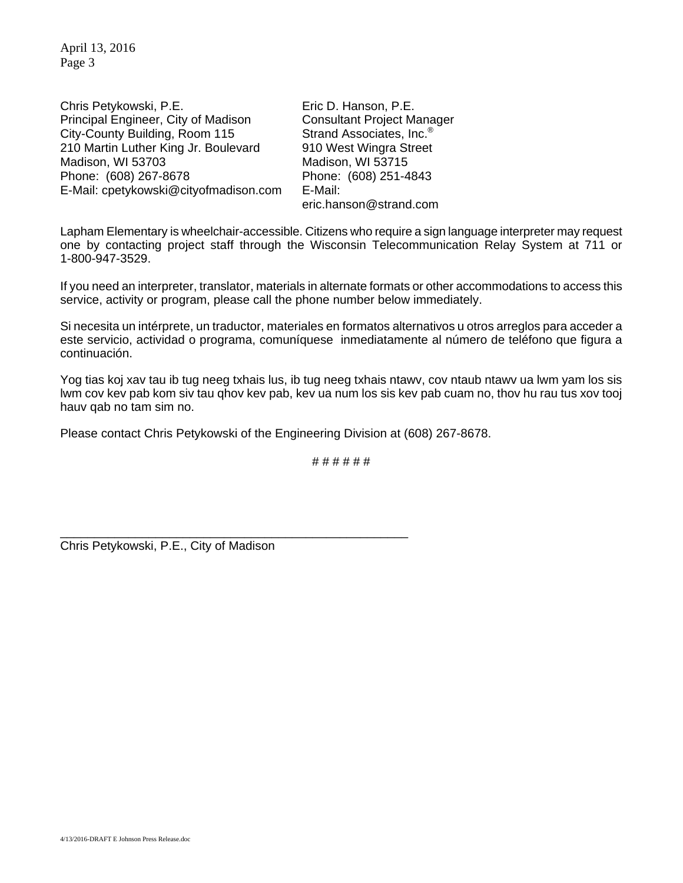Chris Petykowski, P.E.
Principal Engineer, City of Madison
City-County Building, Room 115
210 Martin Luther King Jr. Boulevard
Madison, WI 53703
Phone: (608) 267-8678
E-Mail: cpetykowski@cityofmadison.com

Eric D. Hanson, P.E.
Consultant Project Manager
Strand Associates, Inc.®
910 West Wingra Street
Madison, WI 53715
Phone: (608) 251-4843
E-Mail:
eric.hanson@strand.com

Lapham Elementary is wheelchair-accessible. Citizens who require a sign language interpreter may request one by contacting project staff through the Wisconsin Telecommunication Relay System at 711 or 1-800-947-3529.

If you need an interpreter, translator, materials in alternate formats or other accommodations to access this service, activity or program, please call the phone number below immediately.

Si necesita un intérprete, un traductor, materiales en formatos alternativos u otros arreglos para acceder a este servicio, actividad o programa, comuníquese inmediatamente al número de teléfono que figura a continuación.

Yog tias koj xav tau ib tug neeg txhais lus, ib tug neeg txhais ntawv, cov ntaub ntawv ua lwm yam los sis lwm cov kev pab kom siv tau qhov kev pab, kev ua num los sis kev pab cuam no, thov hu rau tus xov tooj hauv qab no tam sim no.

Please contact Chris Petykowski of the Engineering Division at (608) 267-8678.

# # # # # #

\_\_\_\_\_\_\_\_\_\_\_\_\_\_\_\_\_\_\_\_\_\_\_\_\_\_\_\_\_\_\_\_\_\_\_\_\_\_\_\_\_\_\_\_\_\_\_\_\_\_\_\_

Chris Petykowski, P.E., City of Madison